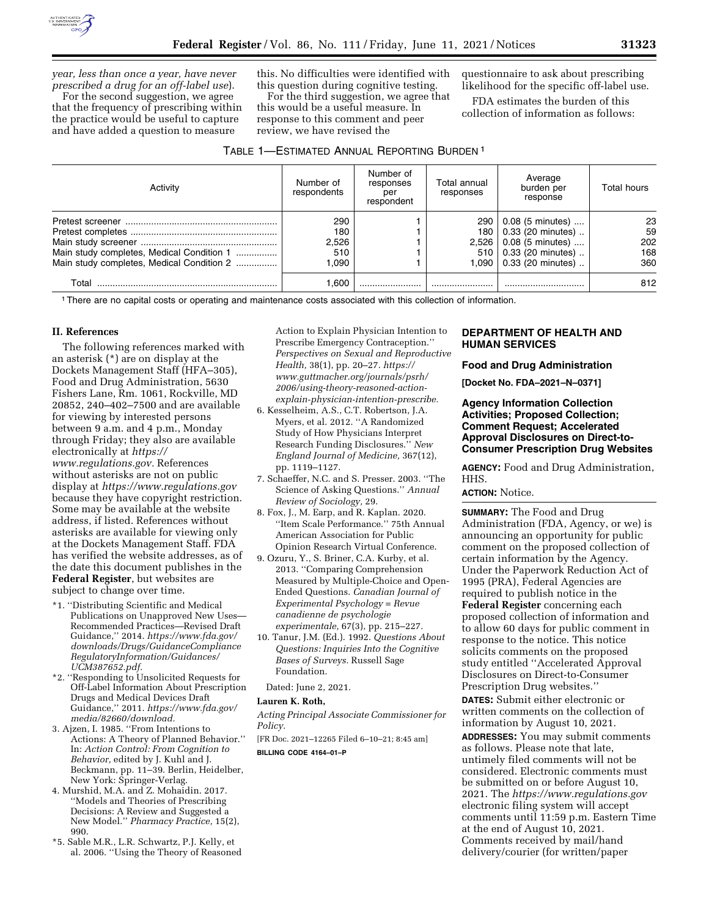*year, less than once a year, have never prescribed a drug for an off-label use*).

For the second suggestion, we agree that the frequency of prescribing within the practice would be useful to capture and have added a question to measure this. No difficulties were identified with this question during cognitive testing.

For the third suggestion, we agree that this would be a useful measure. In response to this comment and peer review, we have revised the questionnaire to ask about prescribing likelihood for the specific off-label use.

FDA estimates the burden of this collection of information as follows:

TABLE 1—ESTIMATED ANNUAL REPORTING BURDEN [1]

| Activity | Number of respondents | Number of responses per respondent | Total annual responses | Average burden per response | Total hours |
|---|---|---|---|---|---|
| Pretest screener | 290 | 1 | 290 | 0.08 (5 minutes) | 23 |
| Pretest completes | 180 | 1 | 180 | 0.33 (20 minutes) | 59 |
| Main study screener | 2,526 | 1 | 2,526 | 0.08 (5 minutes) | 202 |
| Main study completes, Medical Condition 1 | 510 | 1 | 510 | 0.33 (20 minutes) | 168 |
| Main study completes, Medical Condition 2 | 1,090 | 1 | 1,090 | 0.33 (20 minutes) | 360 |
| Total | 1,600 | | | | 812 |

[1] There are no capital costs or operating and maintenance costs associated with this collection of information.

## II. References

The following references marked with an asterisk (*) are on display at the Dockets Management Staff (HFA–305), Food and Drug Administration, 5630 Fishers Lane, Rm. 1061, Rockville, MD 20852, 240–402–7500 and are available for viewing by interested persons between 9 a.m. and 4 p.m., Monday through Friday; they also are available electronically at *https://www.regulations.gov*. References without asterisks are not on public display at *https://www.regulations.gov* because they have copyright restriction. Some may be available at the website address, if listed. References without asterisks are available for viewing only at the Dockets Management Staff. FDA has verified the website addresses, as of the date this document publishes in the **Federal Register**, but websites are subject to change over time.

*1. ''Distributing Scientific and Medical Publications on Unapproved New Uses—Recommended Practices—Revised Draft Guidance,'' 2014. *https://www.fda.gov/downloads/Drugs/GuidanceComplianceRegulatoryInformation/Guidances/UCM387652.pdf.*

*2. ''Responding to Unsolicited Requests for Off-Label Information About Prescription Drugs and Medical Devices Draft Guidance,'' 2011. *https://www.fda.gov/media/82660/download.*

3. Ajzen, I. 1985. ''From Intentions to Actions: A Theory of Planned Behavior.'' In: *Action Control: From Cognition to Behavior,* edited by J. Kuhl and J. Beckmann, pp. 11–39. Berlin, Heidelber, New York: Springer-Verlag.

4. Murshid, M.A. and Z. Mohaidin. 2017. ''Models and Theories of Prescribing Decisions: A Review and Suggested a New Model.'' *Pharmacy Practice,* 15(2), 990.

*5. Sable M.R., L.R. Schwartz, P.J. Kelly, et al. 2006. ''Using the Theory of Reasoned Action to Explain Physician Intention to Prescribe Emergency Contraception.'' *Perspectives on Sexual and Reproductive Health,* 38(1), pp. 20–27. *https://www.guttmacher.org/journals/psrh/2006/using-theory-reasoned-action-explain-physician-intention-prescribe.*

6. Kesselheim, A.S., C.T. Robertson, J.A. Myers, et al. 2012. ''A Randomized Study of How Physicians Interpret Research Funding Disclosures.'' *New England Journal of Medicine,* 367(12), pp. 1119–1127.

7. Schaeffer, N.C. and S. Presser. 2003. ''The Science of Asking Questions.'' *Annual Review of Sociology,* 29.

8. Fox, J., M. Earp, and R. Kaplan. 2020. ''Item Scale Performance.'' 75th Annual American Association for Public Opinion Research Virtual Conference.

9. Ozuru, Y., S. Briner, C.A. Kurby, et al. 2013. ''Comparing Comprehension Measured by Multiple-Choice and Open-Ended Questions. *Canadian Journal of Experimental Psychology = Revue canadienne de psychologie experimentale,* 67(3), pp. 215–227.

10. Tanur, J.M. (Ed.). 1992. *Questions About Questions: Inquiries Into the Cognitive Bases of Surveys.* Russell Sage Foundation.

Dated: June 2, 2021.

**Lauren K. Roth,**

*Acting Principal Associate Commissioner for Policy.*

[FR Doc. 2021–12265 Filed 6–10–21; 8:45 am]

**BILLING CODE 4164–01–P**

## DEPARTMENT OF HEALTH AND HUMAN SERVICES

### Food and Drug Administration

**[Docket No. FDA–2021–N–0371]**

### Agency Information Collection Activities; Proposed Collection; Comment Request; Accelerated Approval Disclosures on Direct-to-Consumer Prescription Drug Websites

**AGENCY:** Food and Drug Administration, HHS.

**ACTION:** Notice.

**SUMMARY:** The Food and Drug Administration (FDA, Agency, or we) is announcing an opportunity for public comment on the proposed collection of certain information by the Agency. Under the Paperwork Reduction Act of 1995 (PRA), Federal Agencies are required to publish notice in the **Federal Register** concerning each proposed collection of information and to allow 60 days for public comment in response to the notice. This notice solicits comments on the proposed study entitled ''Accelerated Approval Disclosures on Direct-to-Consumer Prescription Drug websites.''

**DATES:** Submit either electronic or written comments on the collection of information by August 10, 2021.

**ADDRESSES:** You may submit comments as follows. Please note that late, untimely filed comments will not be considered. Electronic comments must be submitted on or before August 10, 2021. The *https://www.regulations.gov* electronic filing system will accept comments until 11:59 p.m. Eastern Time at the end of August 10, 2021. Comments received by mail/hand delivery/courier (for written/paper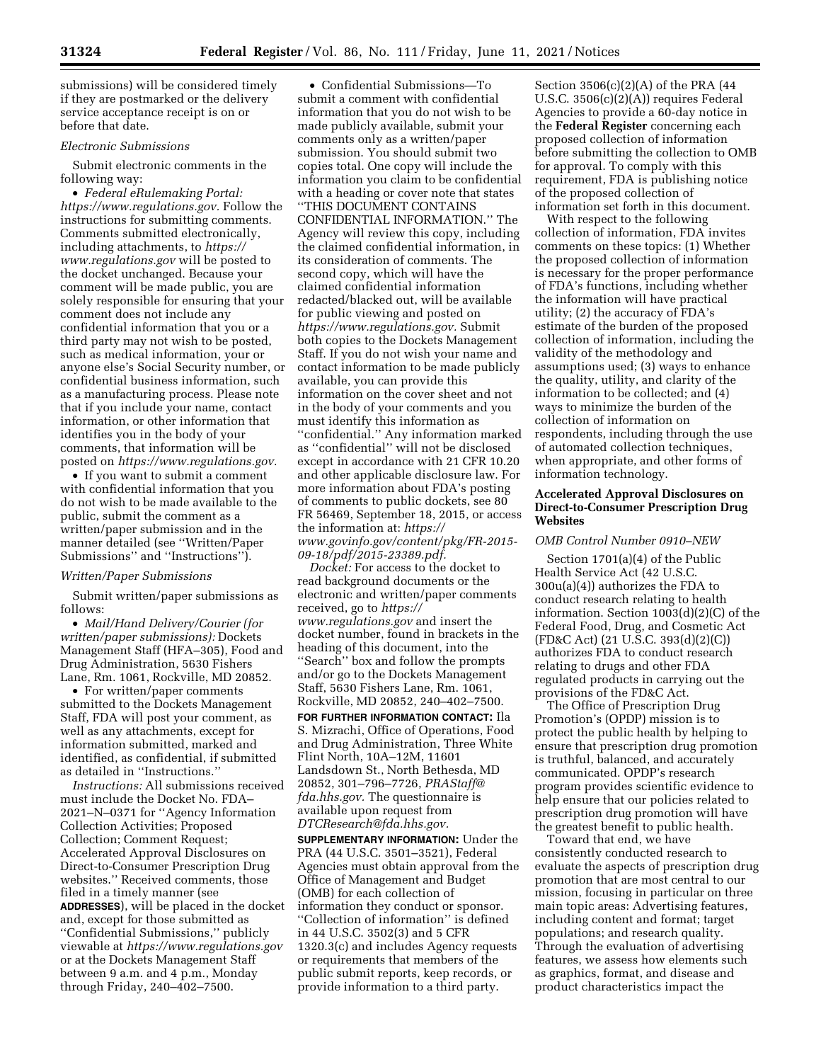submissions) will be considered timely if they are postmarked or the delivery service acceptance receipt is on or before that date.

*Electronic Submissions*

Submit electronic comments in the following way:

• *Federal eRulemaking Portal: https://www.regulations.gov.* Follow the instructions for submitting comments. Comments submitted electronically, including attachments, to *https://www.regulations.gov* will be posted to the docket unchanged. Because your comment will be made public, you are solely responsible for ensuring that your comment does not include any confidential information that you or a third party may not wish to be posted, such as medical information, your or anyone else's Social Security number, or confidential business information, such as a manufacturing process. Please note that if you include your name, contact information, or other information that identifies you in the body of your comments, that information will be posted on *https://www.regulations.gov.*

• If you want to submit a comment with confidential information that you do not wish to be made available to the public, submit the comment as a written/paper submission and in the manner detailed (see ''Written/Paper Submissions'' and ''Instructions'').

*Written/Paper Submissions*

Submit written/paper submissions as follows:

• *Mail/Hand Delivery/Courier (for written/paper submissions):* Dockets Management Staff (HFA–305), Food and Drug Administration, 5630 Fishers Lane, Rm. 1061, Rockville, MD 20852.

• For written/paper comments submitted to the Dockets Management Staff, FDA will post your comment, as well as any attachments, except for information submitted, marked and identified, as confidential, if submitted as detailed in ''Instructions.''

*Instructions:* All submissions received must include the Docket No. FDA–2021–N–0371 for ''Agency Information Collection Activities; Proposed Collection; Comment Request; Accelerated Approval Disclosures on Direct-to-Consumer Prescription Drug websites.'' Received comments, those filed in a timely manner (see **ADDRESSES**), will be placed in the docket and, except for those submitted as ''Confidential Submissions,'' publicly viewable at *https://www.regulations.gov* or at the Dockets Management Staff between 9 a.m. and 4 p.m., Monday through Friday, 240–402–7500.

• Confidential Submissions—To submit a comment with confidential information that you do not wish to be made publicly available, submit your comments only as a written/paper submission. You should submit two copies total. One copy will include the information you claim to be confidential with a heading or cover note that states ''THIS DOCUMENT CONTAINS CONFIDENTIAL INFORMATION.'' The Agency will review this copy, including the claimed confidential information, in its consideration of comments. The second copy, which will have the claimed confidential information redacted/blacked out, will be available for public viewing and posted on *https://www.regulations.gov.* Submit both copies to the Dockets Management Staff. If you do not wish your name and contact information to be made publicly available, you can provide this information on the cover sheet and not in the body of your comments and you must identify this information as ''confidential.'' Any information marked as ''confidential'' will not be disclosed except in accordance with 21 CFR 10.20 and other applicable disclosure law. For more information about FDA's posting of comments to public dockets, see 80 FR 56469, September 18, 2015, or access the information at: *https://www.govinfo.gov/content/pkg/FR-2015-09-18/pdf/2015-23389.pdf.*

*Docket:* For access to the docket to read background documents or the electronic and written/paper comments received, go to *https://www.regulations.gov* and insert the docket number, found in brackets in the heading of this document, into the ''Search'' box and follow the prompts and/or go to the Dockets Management Staff, 5630 Fishers Lane, Rm. 1061, Rockville, MD 20852, 240–402–7500.

**FOR FURTHER INFORMATION CONTACT:** Ila S. Mizrachi, Office of Operations, Food and Drug Administration, Three White Flint North, 10A–12M, 11601 Landsdown St., North Bethesda, MD 20852, 301–796–7726, *PRAStaff@fda.hhs.gov.* The questionnaire is available upon request from *DTCResearch@fda.hhs.gov.*

**SUPPLEMENTARY INFORMATION:** Under the PRA (44 U.S.C. 3501–3521), Federal Agencies must obtain approval from the Office of Management and Budget (OMB) for each collection of information they conduct or sponsor. ''Collection of information'' is defined in 44 U.S.C. 3502(3) and 5 CFR 1320.3(c) and includes Agency requests or requirements that members of the public submit reports, keep records, or provide information to a third party. Section 3506(c)(2)(A) of the PRA (44 U.S.C. 3506(c)(2)(A)) requires Federal Agencies to provide a 60-day notice in the **Federal Register** concerning each proposed collection of information before submitting the collection to OMB for approval. To comply with this requirement, FDA is publishing notice of the proposed collection of information set forth in this document.

With respect to the following collection of information, FDA invites comments on these topics: (1) Whether the proposed collection of information is necessary for the proper performance of FDA's functions, including whether the information will have practical utility; (2) the accuracy of FDA's estimate of the burden of the proposed collection of information, including the validity of the methodology and assumptions used; (3) ways to enhance the quality, utility, and clarity of the information to be collected; and (4) ways to minimize the burden of the collection of information on respondents, including through the use of automated collection techniques, when appropriate, and other forms of information technology.

## Accelerated Approval Disclosures on Direct-to-Consumer Prescription Drug Websites

*OMB Control Number 0910–NEW*

Section 1701(a)(4) of the Public Health Service Act (42 U.S.C. 300u(a)(4)) authorizes the FDA to conduct research relating to health information. Section 1003(d)(2)(C) of the Federal Food, Drug, and Cosmetic Act (FD&C Act) (21 U.S.C. 393(d)(2)(C)) authorizes FDA to conduct research relating to drugs and other FDA regulated products in carrying out the provisions of the FD&C Act.

The Office of Prescription Drug Promotion's (OPDP) mission is to protect the public health by helping to ensure that prescription drug promotion is truthful, balanced, and accurately communicated. OPDP's research program provides scientific evidence to help ensure that our policies related to prescription drug promotion will have the greatest benefit to public health.

Toward that end, we have consistently conducted research to evaluate the aspects of prescription drug promotion that are most central to our mission, focusing in particular on three main topic areas: Advertising features, including content and format; target populations; and research quality. Through the evaluation of advertising features, we assess how elements such as graphics, format, and disease and product characteristics impact the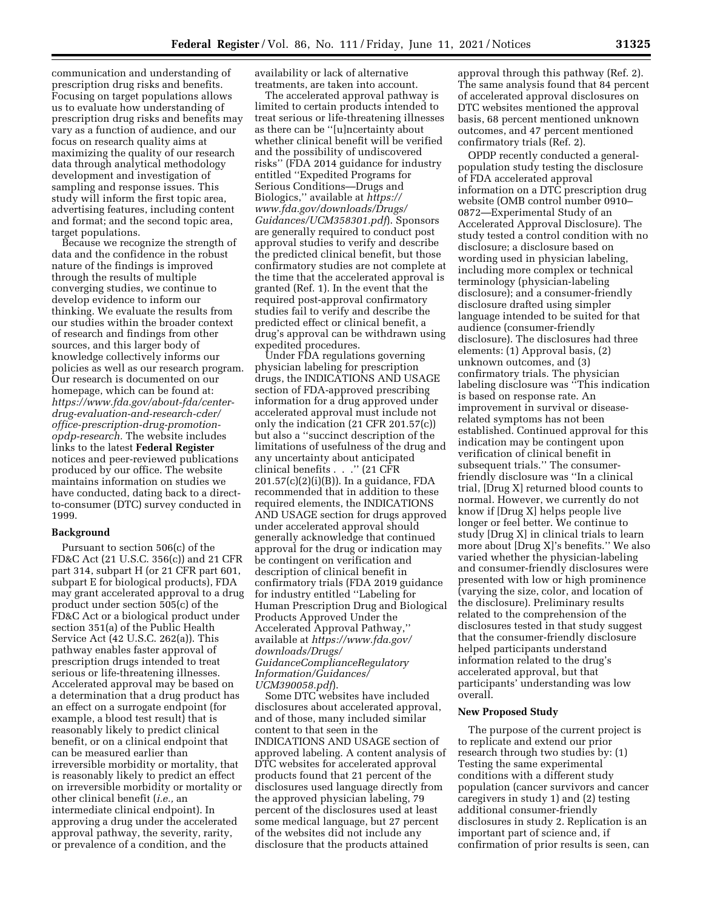communication and understanding of prescription drug risks and benefits. Focusing on target populations allows us to evaluate how understanding of prescription drug risks and benefits may vary as a function of audience, and our focus on research quality aims at maximizing the quality of our research data through analytical methodology development and investigation of sampling and response issues. This study will inform the first topic area, advertising features, including content and format; and the second topic area, target populations.

Because we recognize the strength of data and the confidence in the robust nature of the findings is improved through the results of multiple converging studies, we continue to develop evidence to inform our thinking. We evaluate the results from our studies within the broader context of research and findings from other sources, and this larger body of knowledge collectively informs our policies as well as our research program. Our research is documented on our homepage, which can be found at: *https://www.fda.gov/about-fda/center-drug-evaluation-and-research-cder/office-prescription-drug-promotion-opdp-research.* The website includes links to the latest **Federal Register** notices and peer-reviewed publications produced by our office. The website maintains information on studies we have conducted, dating back to a direct-to-consumer (DTC) survey conducted in 1999.

**Background**

Pursuant to section 506(c) of the FD&C Act (21 U.S.C. 356(c)) and 21 CFR part 314, subpart H (or 21 CFR part 601, subpart E for biological products), FDA may grant accelerated approval to a drug product under section 505(c) of the FD&C Act or a biological product under section 351(a) of the Public Health Service Act (42 U.S.C. 262(a)). This pathway enables faster approval of prescription drugs intended to treat serious or life-threatening illnesses. Accelerated approval may be based on a determination that a drug product has an effect on a surrogate endpoint (for example, a blood test result) that is reasonably likely to predict clinical benefit, or on a clinical endpoint that can be measured earlier than irreversible morbidity or mortality, that is reasonably likely to predict an effect on irreversible morbidity or mortality or other clinical benefit (*i.e.,* an intermediate clinical endpoint). In approving a drug under the accelerated approval pathway, the severity, rarity, or prevalence of a condition, and the availability or lack of alternative treatments, are taken into account.

The accelerated approval pathway is limited to certain products intended to treat serious or life-threatening illnesses as there can be ''[u]ncertainty about whether clinical benefit will be verified and the possibility of undiscovered risks'' (FDA 2014 guidance for industry entitled ''Expedited Programs for Serious Conditions—Drugs and Biologics,'' available at *https://www.fda.gov/downloads/Drugs/Guidances/UCM358301.pdf*). Sponsors are generally required to conduct post approval studies to verify and describe the predicted clinical benefit, but those confirmatory studies are not complete at the time that the accelerated approval is granted (Ref. 1). In the event that the required post-approval confirmatory studies fail to verify and describe the predicted effect or clinical benefit, a drug's approval can be withdrawn using expedited procedures.

Under FDA regulations governing physician labeling for prescription drugs, the INDICATIONS AND USAGE section of FDA-approved prescribing information for a drug approved under accelerated approval must include not only the indication (21 CFR 201.57(c)) but also a ''succinct description of the limitations of usefulness of the drug and any uncertainty about anticipated clinical benefits . . .'' (21 CFR 201.57(c)(2)(i)(B)). In a guidance, FDA recommended that in addition to these required elements, the INDICATIONS AND USAGE section for drugs approved under accelerated approval should generally acknowledge that continued approval for the drug or indication may be contingent on verification and description of clinical benefit in confirmatory trials (FDA 2019 guidance for industry entitled ''Labeling for Human Prescription Drug and Biological Products Approved Under the Accelerated Approval Pathway,'' available at *https://www.fda.gov/downloads/Drugs/GuidanceComplianceRegulatoryInformation/Guidances/UCM390058.pdf*).

Some DTC websites have included disclosures about accelerated approval, and of those, many included similar content to that seen in the INDICATIONS AND USAGE section of approved labeling. A content analysis of DTC websites for accelerated approval products found that 21 percent of the disclosures used language directly from the approved physician labeling, 79 percent of the disclosures used at least some medical language, but 27 percent of the websites did not include any disclosure that the products attained approval through this pathway (Ref. 2). The same analysis found that 84 percent of accelerated approval disclosures on DTC websites mentioned the approval basis, 68 percent mentioned unknown outcomes, and 47 percent mentioned confirmatory trials (Ref. 2).

OPDP recently conducted a general-population study testing the disclosure of FDA accelerated approval information on a DTC prescription drug website (OMB control number 0910–0872—Experimental Study of an Accelerated Approval Disclosure). The study tested a control condition with no disclosure; a disclosure based on wording used in physician labeling, including more complex or technical terminology (physician-labeling disclosure); and a consumer-friendly disclosure drafted using simpler language intended to be suited for that audience (consumer-friendly disclosure). The disclosures had three elements: (1) Approval basis, (2) unknown outcomes, and (3) confirmatory trials. The physician labeling disclosure was ''This indication is based on response rate. An improvement in survival or disease-related symptoms has not been established. Continued approval for this indication may be contingent upon verification of clinical benefit in subsequent trials.'' The consumer-friendly disclosure was ''In a clinical trial, [Drug X] returned blood counts to normal. However, we currently do not know if [Drug X] helps people live longer or feel better. We continue to study [Drug X] in clinical trials to learn more about [Drug X]'s benefits.'' We also varied whether the physician-labeling and consumer-friendly disclosures were presented with low or high prominence (varying the size, color, and location of the disclosure). Preliminary results related to the comprehension of the disclosures tested in that study suggest that the consumer-friendly disclosure helped participants understand information related to the drug's accelerated approval, but that participants' understanding was low overall.

**New Proposed Study**

The purpose of the current project is to replicate and extend our prior research through two studies by: (1) Testing the same experimental conditions with a different study population (cancer survivors and cancer caregivers in study 1) and (2) testing additional consumer-friendly disclosures in study 2. Replication is an important part of science and, if confirmation of prior results is seen, can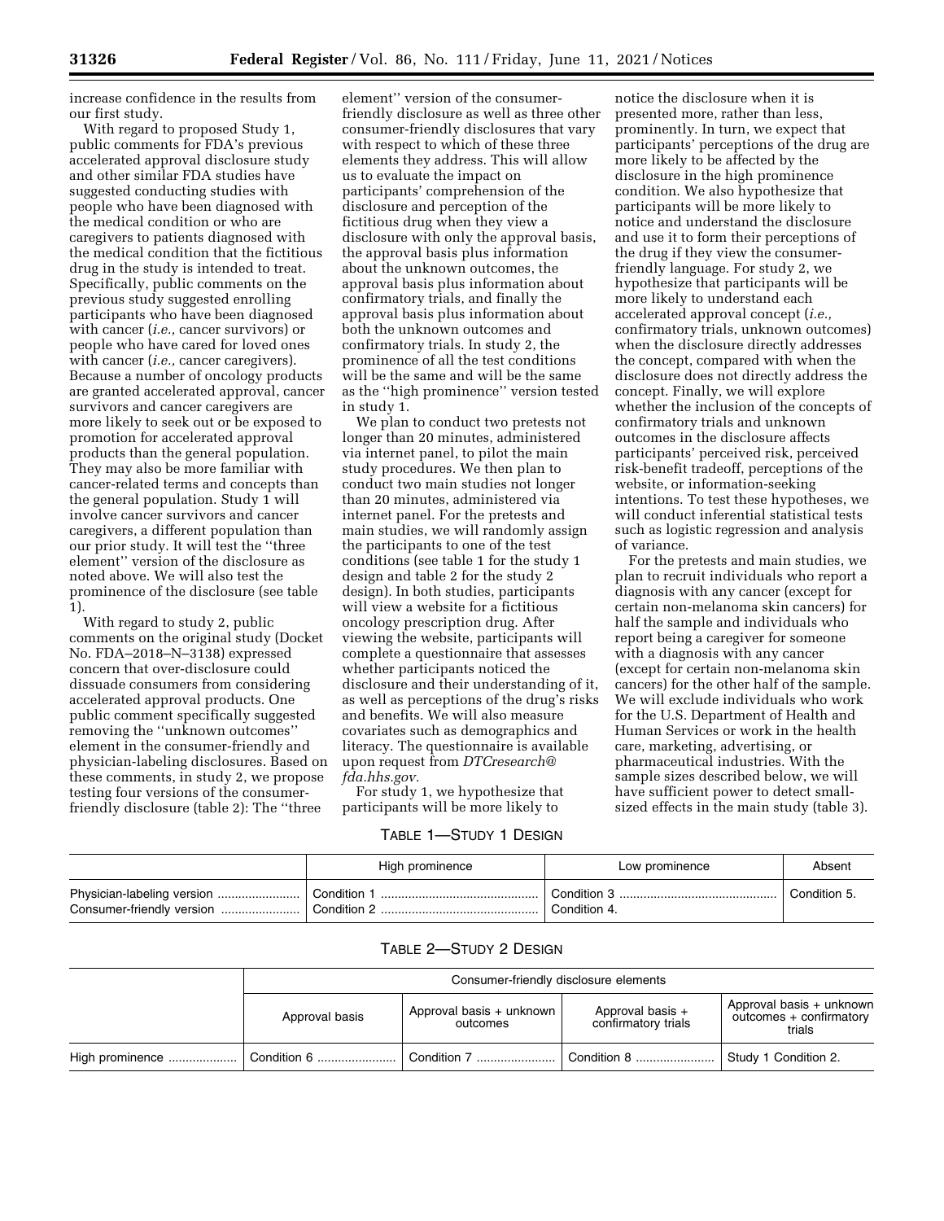increase confidence in the results from our first study.

With regard to proposed Study 1, public comments for FDA's previous accelerated approval disclosure study and other similar FDA studies have suggested conducting studies with people who have been diagnosed with the medical condition or who are caregivers to patients diagnosed with the medical condition that the fictitious drug in the study is intended to treat. Specifically, public comments on the previous study suggested enrolling participants who have been diagnosed with cancer (*i.e.,* cancer survivors) or people who have cared for loved ones with cancer (*i.e.,* cancer caregivers). Because a number of oncology products are granted accelerated approval, cancer survivors and cancer caregivers are more likely to seek out or be exposed to promotion for accelerated approval products than the general population. They may also be more familiar with cancer-related terms and concepts than the general population. Study 1 will involve cancer survivors and cancer caregivers, a different population than our prior study. It will test the ''three element'' version of the disclosure as noted above. We will also test the prominence of the disclosure (see table 1).

With regard to study 2, public comments on the original study (Docket No. FDA–2018–N–3138) expressed concern that over-disclosure could dissuade consumers from considering accelerated approval products. One public comment specifically suggested removing the ''unknown outcomes'' element in the consumer-friendly and physician-labeling disclosures. Based on these comments, in study 2, we propose testing four versions of the consumer-friendly disclosure (table 2): The ''three element'' version of the consumer-friendly disclosure as well as three other consumer-friendly disclosures that vary with respect to which of these three elements they address. This will allow us to evaluate the impact on participants' comprehension of the disclosure and perception of the fictitious drug when they view a disclosure with only the approval basis, the approval basis plus information about the unknown outcomes, the approval basis plus information about confirmatory trials, and finally the approval basis plus information about both the unknown outcomes and confirmatory trials. In study 2, the prominence of all the test conditions will be the same and will be the same as the ''high prominence'' version tested in study 1.

We plan to conduct two pretests not longer than 20 minutes, administered via internet panel, to pilot the main study procedures. We then plan to conduct two main studies not longer than 20 minutes, administered via internet panel. For the pretests and main studies, we will randomly assign the participants to one of the test conditions (see table 1 for the study 1 design and table 2 for the study 2 design). In both studies, participants will view a website for a fictitious oncology prescription drug. After viewing the website, participants will complete a questionnaire that assesses whether participants noticed the disclosure and their understanding of it, as well as perceptions of the drug's risks and benefits. We will also measure covariates such as demographics and literacy. The questionnaire is available upon request from *DTCresearch@fda.hhs.gov.*

For study 1, we hypothesize that participants will be more likely to notice the disclosure when it is presented more, rather than less, prominently. In turn, we expect that participants' perceptions of the drug are more likely to be affected by the disclosure in the high prominence condition. We also hypothesize that participants will be more likely to notice and understand the disclosure and use it to form their perceptions of the drug if they view the consumer-friendly language. For study 2, we hypothesize that participants will be more likely to understand each accelerated approval concept (*i.e.,* confirmatory trials, unknown outcomes) when the disclosure directly addresses the concept, compared with when the disclosure does not directly address the concept. Finally, we will explore whether the inclusion of the concepts of confirmatory trials and unknown outcomes in the disclosure affects participants' perceived risk, perceived risk-benefit tradeoff, perceptions of the website, or information-seeking intentions. To test these hypotheses, we will conduct inferential statistical tests such as logistic regression and analysis of variance.

For the pretests and main studies, we plan to recruit individuals who report a diagnosis with any cancer (except for certain non-melanoma skin cancers) for half the sample and individuals who report being a caregiver for someone with a diagnosis with any cancer (except for certain non-melanoma skin cancers) for the other half of the sample. We will exclude individuals who work for the U.S. Department of Health and Human Services or work in the health care, marketing, advertising, or pharmaceutical industries. With the sample sizes described below, we will have sufficient power to detect small-sized effects in the main study (table 3).

TABLE 1—STUDY 1 DESIGN

| | High prominence | Low prominence | Absent |
|---|---|---|---|
| Physician-labeling version | Condition 1 | Condition 3 | Condition 5. |
| Consumer-friendly version | Condition 2 | Condition 4. | |

TABLE 2—STUDY 2 DESIGN

| | Consumer-friendly disclosure elements | | | |
|---|---|---|---|---|
| | Approval basis | Approval basis + unknown outcomes | Approval basis + confirmatory trials | Approval basis + unknown outcomes + confirmatory trials |
| High prominence | Condition 6 | Condition 7 | Condition 8 | Study 1 Condition 2. |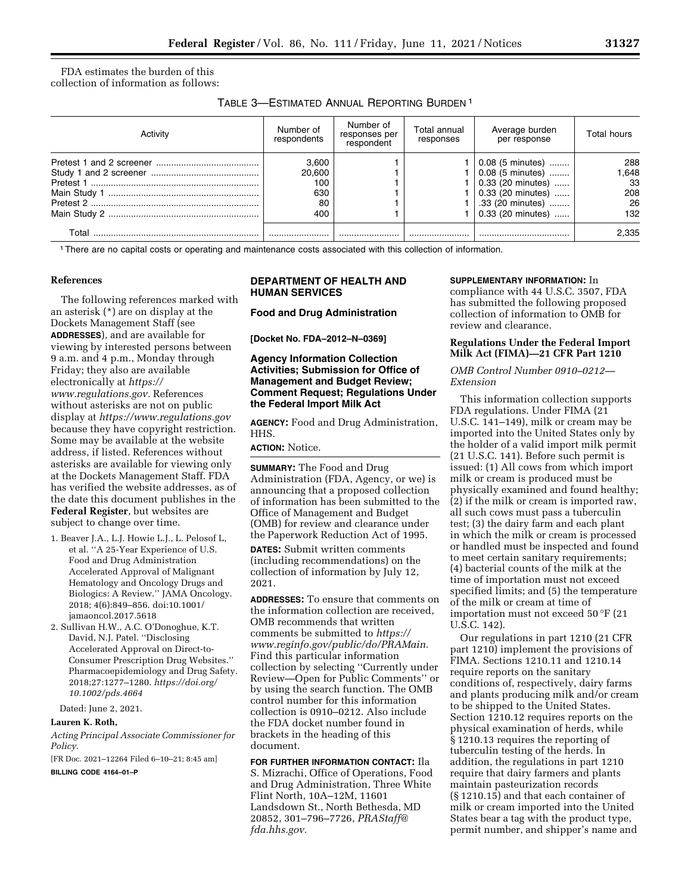FDA estimates the burden of this collection of information as follows:

TABLE 3—ESTIMATED ANNUAL REPORTING BURDEN [1]

| Activity | Number of respondents | Number of responses per respondent | Total annual responses | Average burden per response | Total hours |
|---|---|---|---|---|---|
| Pretest 1 and 2 screener | 3,600 | 1 | 1 | 0.08 (5 minutes) | 288 |
| Study 1 and 2 screener | 20,600 | 1 | 1 | 0.08 (5 minutes) | 1,648 |
| Pretest 1 | 100 | 1 | 1 | 0.33 (20 minutes) | 33 |
| Main Study 1 | 630 | 1 | 1 | 0.33 (20 minutes) | 208 |
| Pretest 2 | 80 | 1 | 1 | .33 (20 minutes) | 26 |
| Main Study 2 | 400 | 1 | 1 | 0.33 (20 minutes) | 132 |
| Total | | | | | 2,335 |

[1] There are no capital costs or operating and maintenance costs associated with this collection of information.

**References**

The following references marked with an asterisk (*) are on display at the Dockets Management Staff (see **ADDRESSES**), and are available for viewing by interested persons between 9 a.m. and 4 p.m., Monday through Friday; they also are available electronically at *https://www.regulations.gov.* References without asterisks are not on public display at *https://www.regulations.gov* because they have copyright restriction. Some may be available at the website address, if listed. References without asterisks are available for viewing only at the Dockets Management Staff. FDA has verified the website addresses, as of the date this document publishes in the **Federal Register**, but websites are subject to change over time.

1. Beaver J.A., L.J. Howie L.J., L. Pelosof L, et al. ''A 25-Year Experience of U.S. Food and Drug Administration Accelerated Approval of Malignant Hematology and Oncology Drugs and Biologics: A Review.'' JAMA Oncology. 2018; 4(6):849–856. doi:10.1001/jamaoncol.2017.5618
2. Sullivan H.W., A.C. O'Donoghue, K.T. David, N.J. Patel. ''Disclosing Accelerated Approval on Direct-to-Consumer Prescription Drug Websites.'' Pharmacoepidemiology and Drug Safety. 2018;27:1277–1280. *https://doi.org/10.1002/pds.4664*

Dated: June 2, 2021.

**Lauren K. Roth,**

*Acting Principal Associate Commissioner for Policy.*

[FR Doc. 2021–12264 Filed 6–10–21; 8:45 am]

**BILLING CODE 4164–01–P**

## DEPARTMENT OF HEALTH AND HUMAN SERVICES

### Food and Drug Administration

**[Docket No. FDA–2012–N–0369]**

### Agency Information Collection Activities; Submission for Office of Management and Budget Review; Comment Request; Regulations Under the Federal Import Milk Act

**AGENCY:** Food and Drug Administration, HHS.

**ACTION:** Notice.

**SUMMARY:** The Food and Drug Administration (FDA, Agency, or we) is announcing that a proposed collection of information has been submitted to the Office of Management and Budget (OMB) for review and clearance under the Paperwork Reduction Act of 1995.

**DATES:** Submit written comments (including recommendations) on the collection of information by July 12, 2021.

**ADDRESSES:** To ensure that comments on the information collection are received, OMB recommends that written comments be submitted to *https://www.reginfo.gov/public/do/PRAMain.* Find this particular information collection by selecting ''Currently under Review—Open for Public Comments'' or by using the search function. The OMB control number for this information collection is 0910–0212. Also include the FDA docket number found in brackets in the heading of this document.

**FOR FURTHER INFORMATION CONTACT:** Ila S. Mizrachi, Office of Operations, Food and Drug Administration, Three White Flint North, 10A–12M, 11601 Landsdown St., North Bethesda, MD 20852, 301–796–7726, *PRAStaff@fda.hhs.gov.*

**SUPPLEMENTARY INFORMATION:** In compliance with 44 U.S.C. 3507, FDA has submitted the following proposed collection of information to OMB for review and clearance.

**Regulations Under the Federal Import Milk Act (FIMA)—21 CFR Part 1210**

*OMB Control Number 0910–0212—Extension*

This information collection supports FDA regulations. Under FIMA (21 U.S.C. 141–149), milk or cream may be imported into the United States only by the holder of a valid import milk permit (21 U.S.C. 141). Before such permit is issued: (1) All cows from which import milk or cream is produced must be physically examined and found healthy; (2) if the milk or cream is imported raw, all such cows must pass a tuberculin test; (3) the dairy farm and each plant in which the milk or cream is processed or handled must be inspected and found to meet certain sanitary requirements; (4) bacterial counts of the milk at the time of importation must not exceed specified limits; and (5) the temperature of the milk or cream at time of importation must not exceed 50 °F (21 U.S.C. 142).

Our regulations in part 1210 (21 CFR part 1210) implement the provisions of FIMA. Sections 1210.11 and 1210.14 require reports on the sanitary conditions of, respectively, dairy farms and plants producing milk and/or cream to be shipped to the United States. Section 1210.12 requires reports on the physical examination of herds, while § 1210.13 requires the reporting of tuberculin testing of the herds. In addition, the regulations in part 1210 require that dairy farmers and plants maintain pasteurization records (§ 1210.15) and that each container of milk or cream imported into the United States bear a tag with the product type, permit number, and shipper's name and